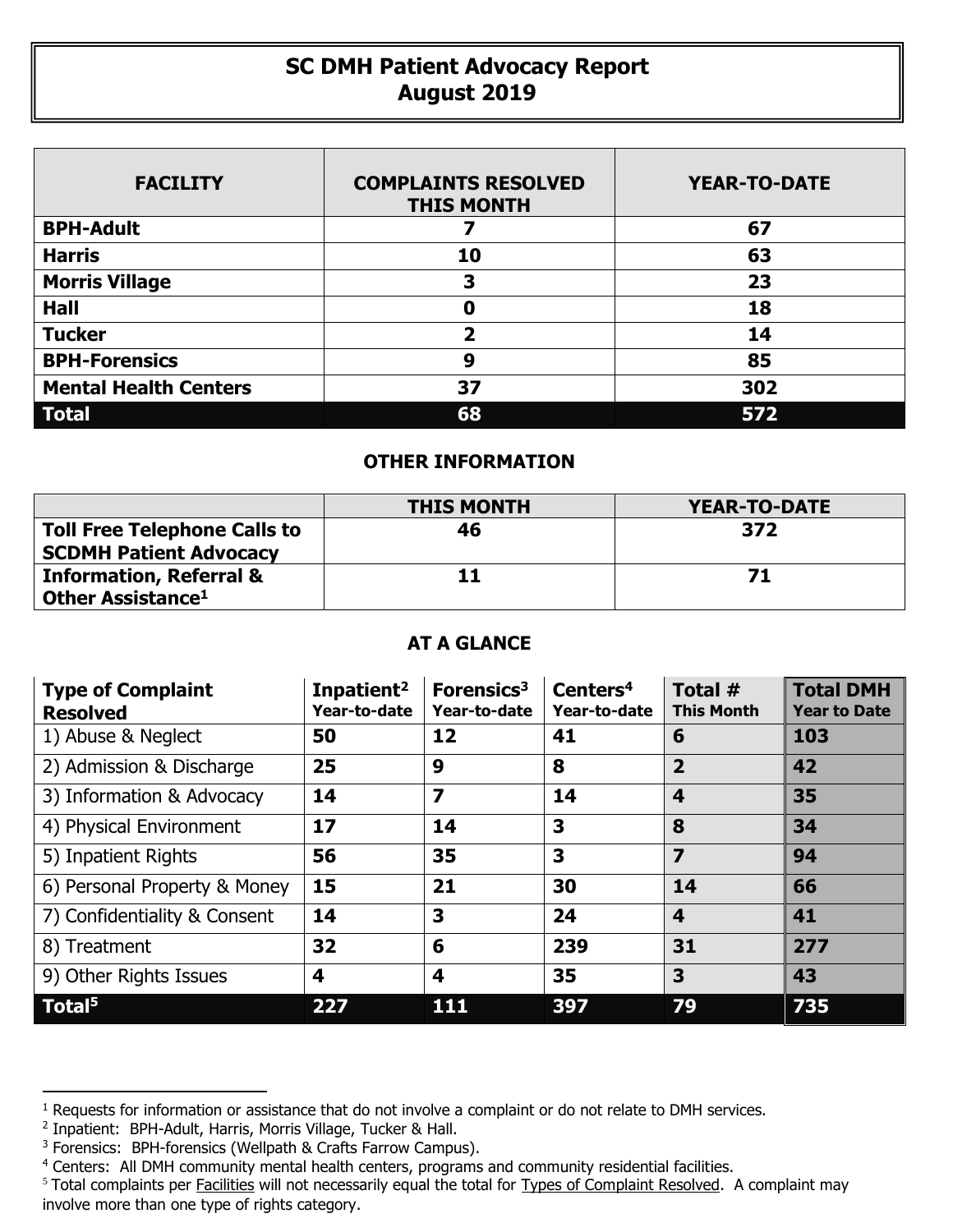# SC DMH Patient Advocacy Report
## August 2019

| FACILITY | COMPLAINTS RESOLVED THIS MONTH | YEAR-TO-DATE |
|---|---|---|
| **BPH-Adult** | **7** | **67** |
| **Harris** | **10** | **63** |
| **Morris Village** | **3** | **23** |
| **Hall** | **0** | **18** |
| **Tucker** | **2** | **14** |
| **BPH-Forensics** | **9** | **85** |
| **Mental Health Centers** | **37** | **302** |
| **Total** | **68** | **572** |

### OTHER INFORMATION

| | THIS MONTH | YEAR-TO-DATE |
|---|---|---|
| **Toll Free Telephone Calls to SCDMH Patient Advocacy** | **46** | **372** |
| **Information, Referral & Other Assistance[1]** | **11** | **71** |

### AT A GLANCE

| Type of Complaint Resolved | Inpatient[2] Year-to-date | Forensics[3] Year-to-date | Centers[4] Year-to-date | Total # This Month | Total DMH Year to Date |
|---|---|---|---|---|---|
| 1) Abuse & Neglect | **50** | **12** | **41** | **6** | **103** |
| 2) Admission & Discharge | **25** | **9** | **8** | **2** | **42** |
| 3) Information & Advocacy | **14** | **7** | **14** | **4** | **35** |
| 4) Physical Environment | **17** | **14** | **3** | **8** | **34** |
| 5) Inpatient Rights | **56** | **35** | **3** | **7** | **94** |
| 6) Personal Property & Money | **15** | **21** | **30** | **14** | **66** |
| 7) Confidentiality & Consent | **14** | **3** | **24** | **4** | **41** |
| 8) Treatment | **32** | **6** | **239** | **31** | **277** |
| 9) Other Rights Issues | **4** | **4** | **35** | **3** | **43** |
| **Total[5]** | **227** | **111** | **397** | **79** | **735** |

[1] Requests for information or assistance that do not involve a complaint or do not relate to DMH services.
[2] Inpatient: BPH-Adult, Harris, Morris Village, Tucker & Hall.
[3] Forensics: BPH-forensics (Wellpath & Crafts Farrow Campus).
[4] Centers: All DMH community mental health centers, programs and community residential facilities.
[5] Total complaints per Facilities will not necessarily equal the total for Types of Complaint Resolved. A complaint may involve more than one type of rights category.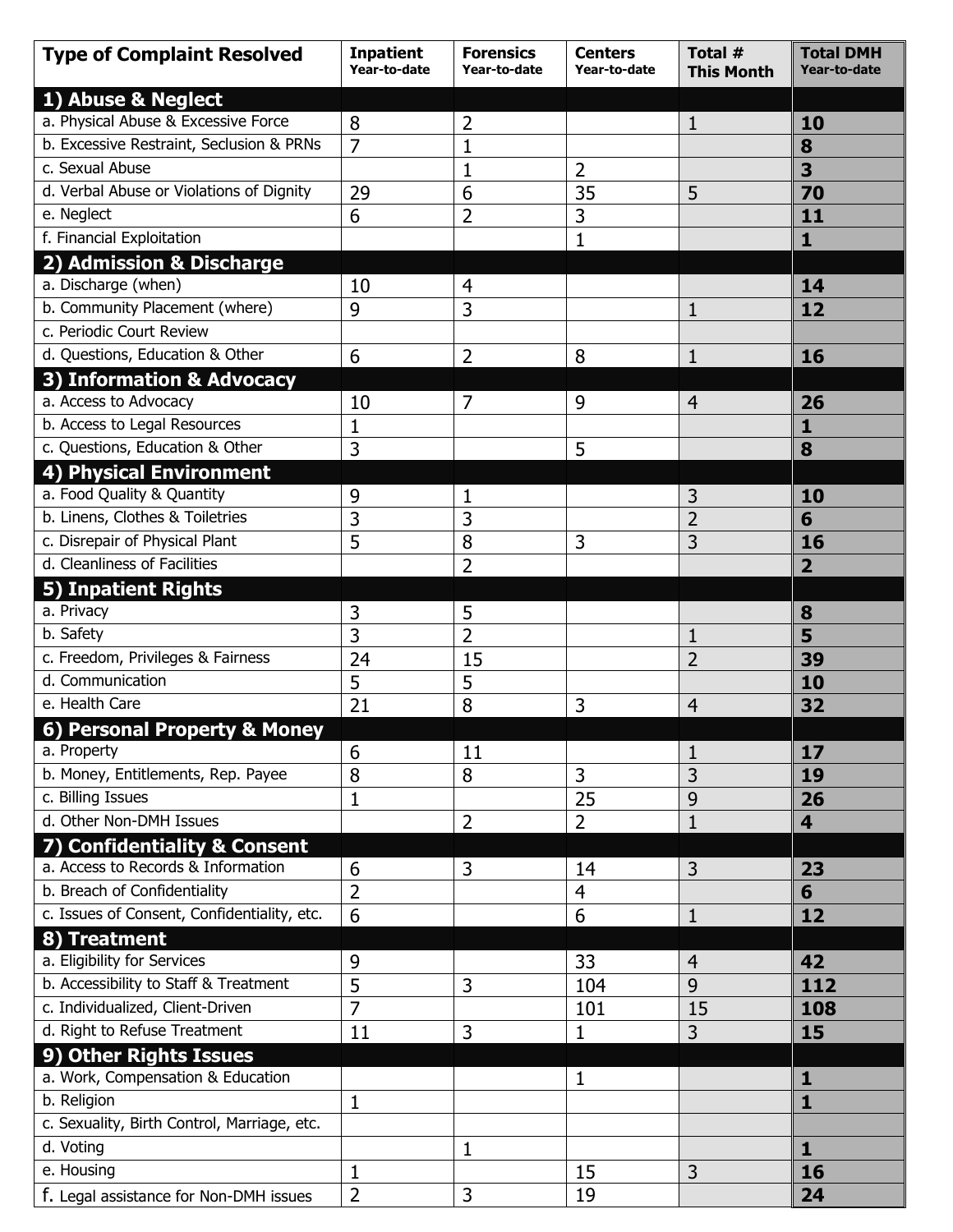| Type of Complaint Resolved | Inpatient Year-to-date | Forensics Year-to-date | Centers Year-to-date | Total # This Month | Total DMH Year-to-date |
|---|---|---|---|---|---|
| **1) Abuse & Neglect** | | | | | |
| a. Physical Abuse & Excessive Force | 8 | 2 | | 1 | **10** |
| b. Excessive Restraint, Seclusion & PRNs | 7 | 1 | | | **8** |
| c. Sexual Abuse | | 1 | 2 | | **3** |
| d. Verbal Abuse or Violations of Dignity | 29 | 6 | 35 | 5 | **70** |
| e. Neglect | 6 | 2 | 3 | | **11** |
| f. Financial Exploitation | | | 1 | | **1** |
| **2) Admission & Discharge** | | | | | |
| a. Discharge (when) | 10 | 4 | | | **14** |
| b. Community Placement (where) | 9 | 3 | | 1 | **12** |
| c. Periodic Court Review | | | | | |
| d. Questions, Education & Other | 6 | 2 | 8 | 1 | **16** |
| **3) Information & Advocacy** | | | | | |
| a. Access to Advocacy | 10 | 7 | 9 | 4 | **26** |
| b. Access to Legal Resources | 1 | | | | **1** |
| c. Questions, Education & Other | 3 | | 5 | | **8** |
| **4) Physical Environment** | | | | | |
| a. Food Quality & Quantity | 9 | 1 | | 3 | **10** |
| b. Linens, Clothes & Toiletries | 3 | 3 | | 2 | **6** |
| c. Disrepair of Physical Plant | 5 | 8 | 3 | 3 | **16** |
| d. Cleanliness of Facilities | | 2 | | | **2** |
| **5) Inpatient Rights** | | | | | |
| a. Privacy | 3 | 5 | | | **8** |
| b. Safety | 3 | 2 | | 1 | **5** |
| c. Freedom, Privileges & Fairness | 24 | 15 | | 2 | **39** |
| d. Communication | 5 | 5 | | | **10** |
| e. Health Care | 21 | 8 | 3 | 4 | **32** |
| **6) Personal Property & Money** | | | | | |
| a. Property | 6 | 11 | | 1 | **17** |
| b. Money, Entitlements, Rep. Payee | 8 | 8 | 3 | 3 | **19** |
| c. Billing Issues | 1 | | 25 | 9 | **26** |
| d. Other Non-DMH Issues | | 2 | 2 | 1 | **4** |
| **7) Confidentiality & Consent** | | | | | |
| a. Access to Records & Information | 6 | 3 | 14 | 3 | **23** |
| b. Breach of Confidentiality | 2 | | 4 | | **6** |
| c. Issues of Consent, Confidentiality, etc. | 6 | | 6 | 1 | **12** |
| **8) Treatment** | | | | | |
| a. Eligibility for Services | 9 | | 33 | 4 | **42** |
| b. Accessibility to Staff & Treatment | 5 | 3 | 104 | 9 | **112** |
| c. Individualized, Client-Driven | 7 | | 101 | 15 | **108** |
| d. Right to Refuse Treatment | 11 | 3 | 1 | 3 | **15** |
| **9) Other Rights Issues** | | | | | |
| a. Work, Compensation & Education | | | 1 | | **1** |
| b. Religion | 1 | | | | **1** |
| c. Sexuality, Birth Control, Marriage, etc. | | | | | |
| d. Voting | | 1 | | | **1** |
| e. Housing | 1 | | 15 | 3 | **16** |
| f. Legal assistance for Non-DMH issues | 2 | 3 | 19 | | **24** |